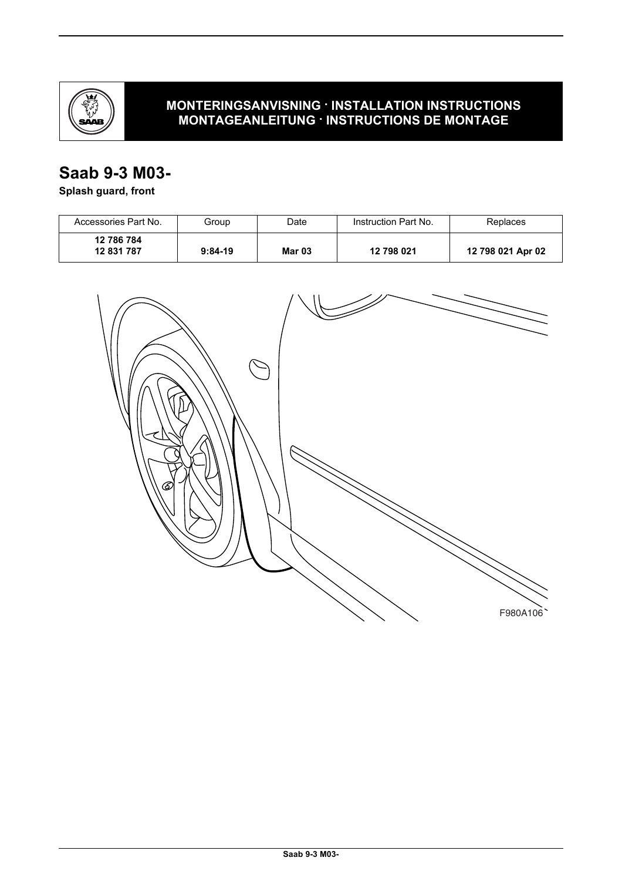**MONTERINGSANVISNING · INSTALLATION INSTRUCTIONS**
**MONTAGEANLEITUNG · INSTRUCTIONS DE MONTAGE**

# Saab 9-3 M03-

**Splash guard, front**

| Accessories Part No. | Group | Date | Instruction Part No. | Replaces |
|---|---|---|---|---|
| **12 786 784**<br>**12 831 787** | **9:84-19** | **Mar 03** | **12 798 021** | **12 798 021 Apr 02** |

F980A106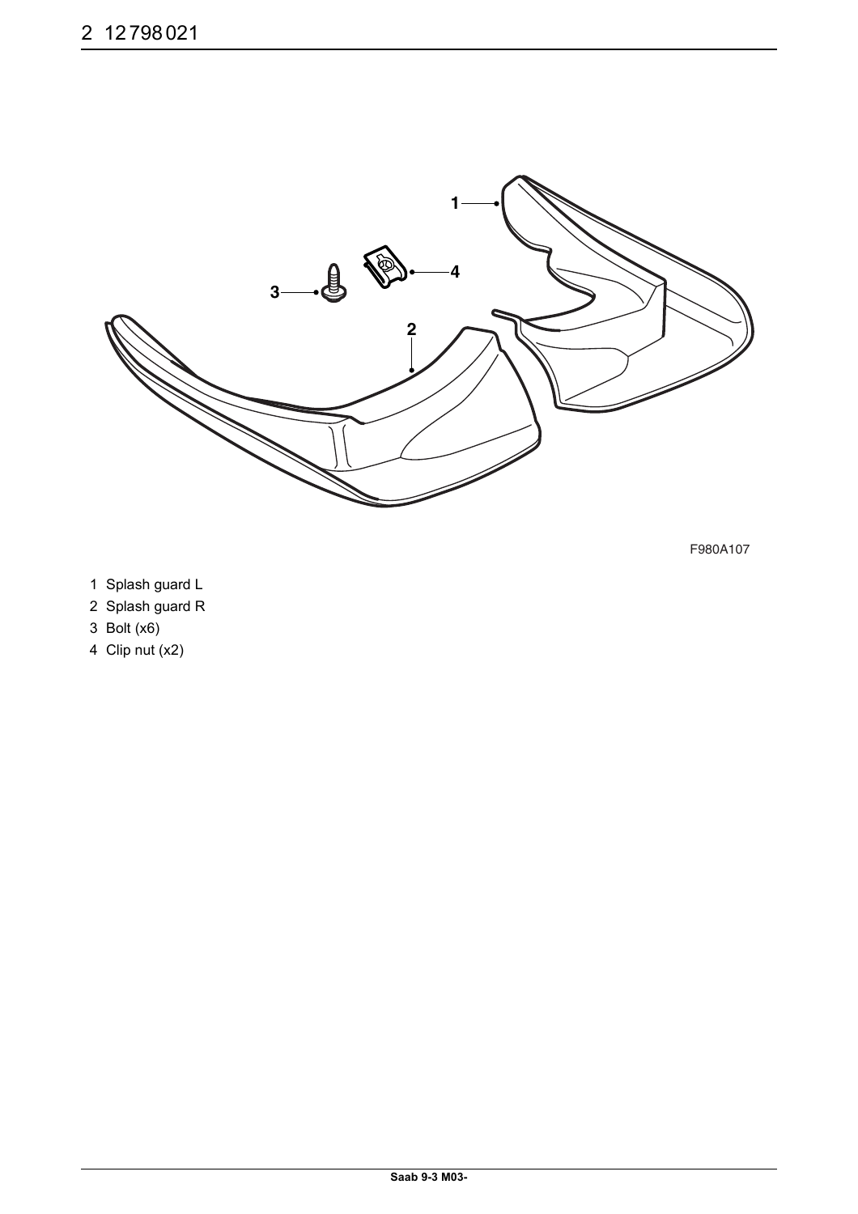F980A107

1 Splash guard L
2 Splash guard R
3 Bolt (x6)
4 Clip nut (x2)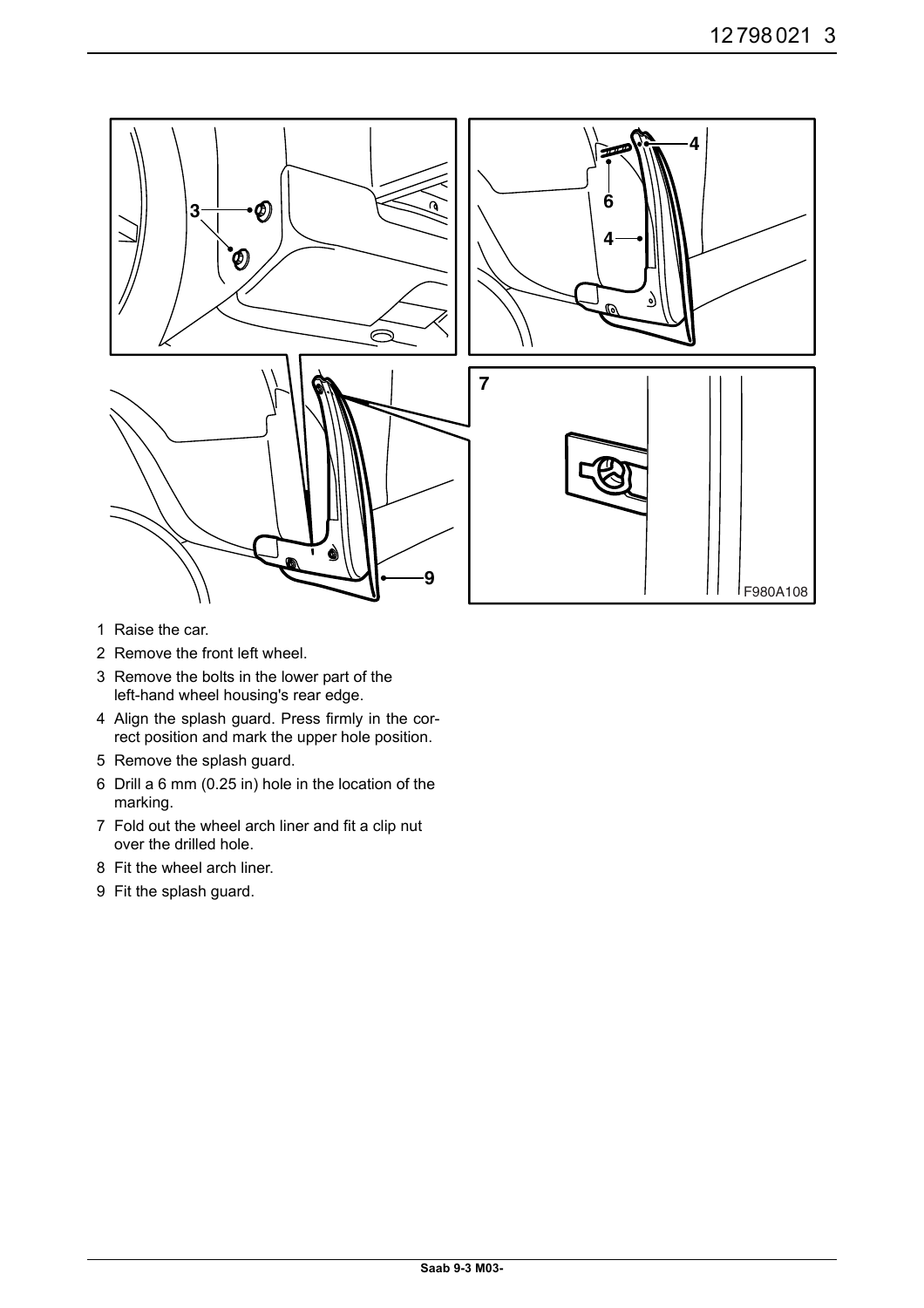1. Raise the car.
2. Remove the front left wheel.
3. Remove the bolts in the lower part of the left-hand wheel housing's rear edge.
4. Align the splash guard. Press firmly in the correct position and mark the upper hole position.
5. Remove the splash guard.
6. Drill a 6 mm (0.25 in) hole in the location of the marking.
7. Fold out the wheel arch liner and fit a clip nut over the drilled hole.
8. Fit the wheel arch liner.
9. Fit the splash guard.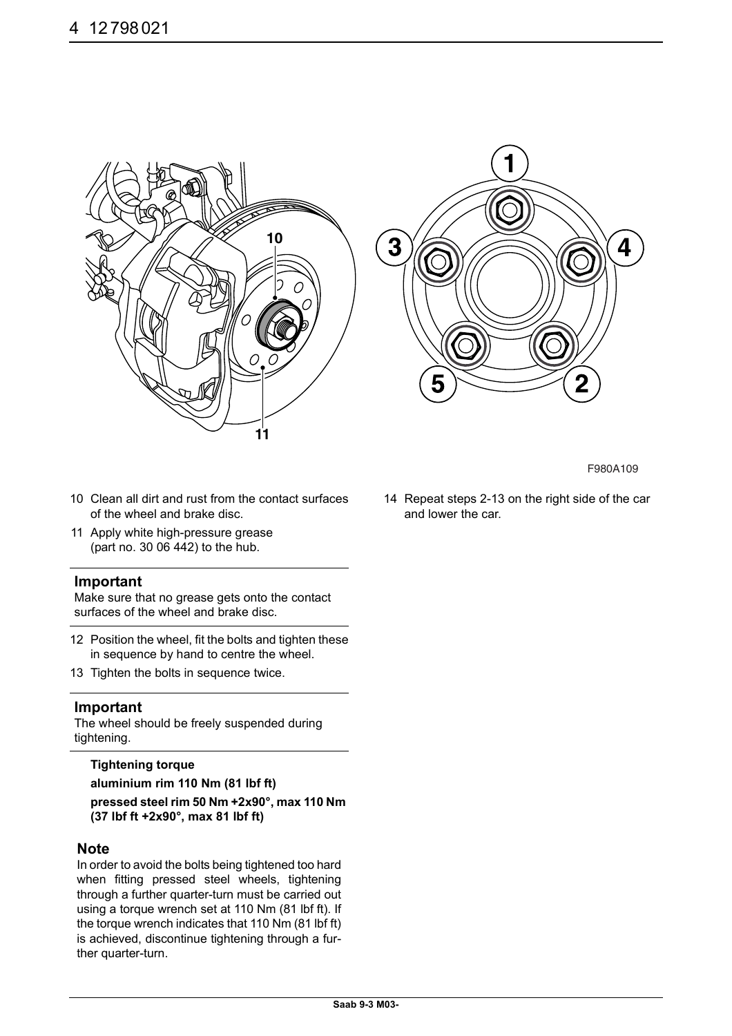10 Clean all dirt and rust from the contact surfaces of the wheel and brake disc.

11 Apply white high-pressure grease (part no. 30 06 442) to the hub.

### Important

Make sure that no grease gets onto the contact surfaces of the wheel and brake disc.

12 Position the wheel, fit the bolts and tighten these in sequence by hand to centre the wheel.

13 Tighten the bolts in sequence twice.

### Important

The wheel should be freely suspended during tightening.

**Tightening torque**

**aluminium rim 110 Nm (81 lbf ft)**

**pressed steel rim 50 Nm +2x90°, max 110 Nm (37 lbf ft +2x90°, max 81 lbf ft)**

### Note

In order to avoid the bolts being tightened too hard when fitting pressed steel wheels, tightening through a further quarter-turn must be carried out using a torque wrench set at 110 Nm (81 lbf ft). If the torque wrench indicates that 110 Nm (81 lbf ft) is achieved, discontinue tightening through a further quarter-turn.

14 Repeat steps 2-13 on the right side of the car and lower the car.